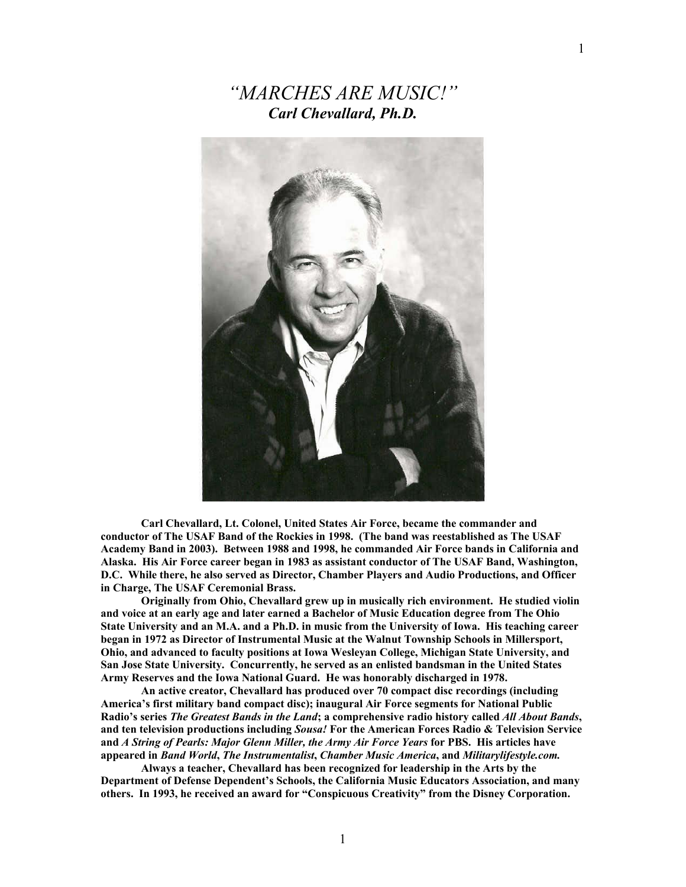# *"MARCHES ARE MUSIC!"*

## ***Carl Chevallard, Ph.D.***

**Carl Chevallard, Lt. Colonel, United States Air Force, became the commander and conductor of The USAF Band of the Rockies in 1998. (The band was reestablished as The USAF Academy Band in 2003). Between 1988 and 1998, he commanded Air Force bands in California and Alaska. His Air Force career began in 1983 as assistant conductor of The USAF Band, Washington, D.C. While there, he also served as Director, Chamber Players and Audio Productions, and Officer in Charge, The USAF Ceremonial Brass.**

**Originally from Ohio, Chevallard grew up in musically rich environment. He studied violin and voice at an early age and later earned a Bachelor of Music Education degree from The Ohio State University and an M.A. and a Ph.D. in music from the University of Iowa. His teaching career began in 1972 as Director of Instrumental Music at the Walnut Township Schools in Millersport, Ohio, and advanced to faculty positions at Iowa Wesleyan College, Michigan State University, and San Jose State University. Concurrently, he served as an enlisted bandsman in the United States Army Reserves and the Iowa National Guard. He was honorably discharged in 1978.**

**An active creator, Chevallard has produced over 70 compact disc recordings (including America's first military band compact disc); inaugural Air Force segments for National Public Radio's series *The Greatest Bands in the Land*; a comprehensive radio history called *All About Bands*, and ten television productions including *Sousa!* For the American Forces Radio & Television Service and *A String of Pearls: Major Glenn Miller, the Army Air Force Years* for PBS. His articles have appeared in *Band World*, *The Instrumentalist*, *Chamber Music America*, and *Militarylifestyle.com.***

**Always a teacher, Chevallard has been recognized for leadership in the Arts by the Department of Defense Dependent's Schools, the California Music Educators Association, and many others. In 1993, he received an award for "Conspicuous Creativity" from the Disney Corporation.**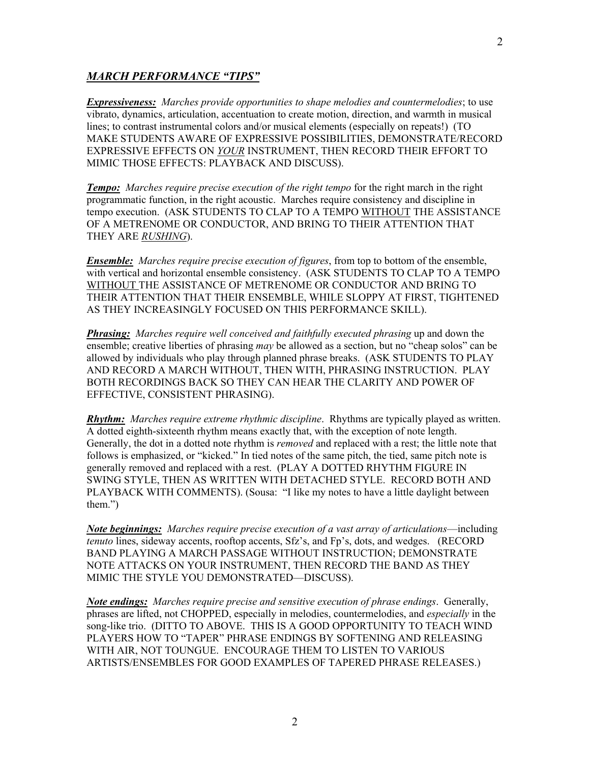## ***MARCH PERFORMANCE "TIPS"***

***Expressiveness:*** *Marches provide opportunities to shape melodies and countermelodies*; to use vibrato, dynamics, articulation, accentuation to create motion, direction, and warmth in musical lines; to contrast instrumental colors and/or musical elements (especially on repeats!) (TO MAKE STUDENTS AWARE OF EXPRESSIVE POSSIBILITIES, DEMONSTRATE/RECORD EXPRESSIVE EFFECTS ON ***YOUR*** INSTRUMENT, THEN RECORD THEIR EFFORT TO MIMIC THOSE EFFECTS: PLAYBACK AND DISCUSS).

***Tempo:*** *Marches require precise execution of the right tempo* for the right march in the right programmatic function, in the right acoustic. Marches require consistency and discipline in tempo execution. (ASK STUDENTS TO CLAP TO A TEMPO WITHOUT THE ASSISTANCE OF A METRENOME OR CONDUCTOR, AND BRING TO THEIR ATTENTION THAT THEY ARE *RUSHING*).

***Ensemble:*** *Marches require precise execution of figures*, from top to bottom of the ensemble, with vertical and horizontal ensemble consistency. (ASK STUDENTS TO CLAP TO A TEMPO WITHOUT THE ASSISTANCE OF METRENOME OR CONDUCTOR AND BRING TO THEIR ATTENTION THAT THEIR ENSEMBLE, WHILE SLOPPY AT FIRST, TIGHTENED AS THEY INCREASINGLY FOCUSED ON THIS PERFORMANCE SKILL).

***Phrasing:*** *Marches require well conceived and faithfully executed phrasing* up and down the ensemble; creative liberties of phrasing *may* be allowed as a section, but no "cheap solos" can be allowed by individuals who play through planned phrase breaks. (ASK STUDENTS TO PLAY AND RECORD A MARCH WITHOUT, THEN WITH, PHRASING INSTRUCTION. PLAY BOTH RECORDINGS BACK SO THEY CAN HEAR THE CLARITY AND POWER OF EFFECTIVE, CONSISTENT PHRASING).

***Rhythm:*** *Marches require extreme rhythmic discipline*. Rhythms are typically played as written. A dotted eighth-sixteenth rhythm means exactly that, with the exception of note length. Generally, the dot in a dotted note rhythm is *removed* and replaced with a rest; the little note that follows is emphasized, or "kicked." In tied notes of the same pitch, the tied, same pitch note is generally removed and replaced with a rest. (PLAY A DOTTED RHYTHM FIGURE IN SWING STYLE, THEN AS WRITTEN WITH DETACHED STYLE. RECORD BOTH AND PLAYBACK WITH COMMENTS). (Sousa: "I like my notes to have a little daylight between them.")

***Note beginnings:*** *Marches require precise execution of a vast array of articulations*—including *tenuto* lines, sideway accents, rooftop accents, Sfz's, and Fp's, dots, and wedges. (RECORD BAND PLAYING A MARCH PASSAGE WITHOUT INSTRUCTION; DEMONSTRATE NOTE ATTACKS ON YOUR INSTRUMENT, THEN RECORD THE BAND AS THEY MIMIC THE STYLE YOU DEMONSTRATED—DISCUSS).

***Note endings:*** *Marches require precise and sensitive execution of phrase endings*. Generally, phrases are lifted, not CHOPPED, especially in melodies, countermelodies, and *especially* in the song-like trio. (DITTO TO ABOVE. THIS IS A GOOD OPPORTUNITY TO TEACH WIND PLAYERS HOW TO "TAPER" PHRASE ENDINGS BY SOFTENING AND RELEASING WITH AIR, NOT TOUNGUE. ENCOURAGE THEM TO LISTEN TO VARIOUS ARTISTS/ENSEMBLES FOR GOOD EXAMPLES OF TAPERED PHRASE RELEASES.)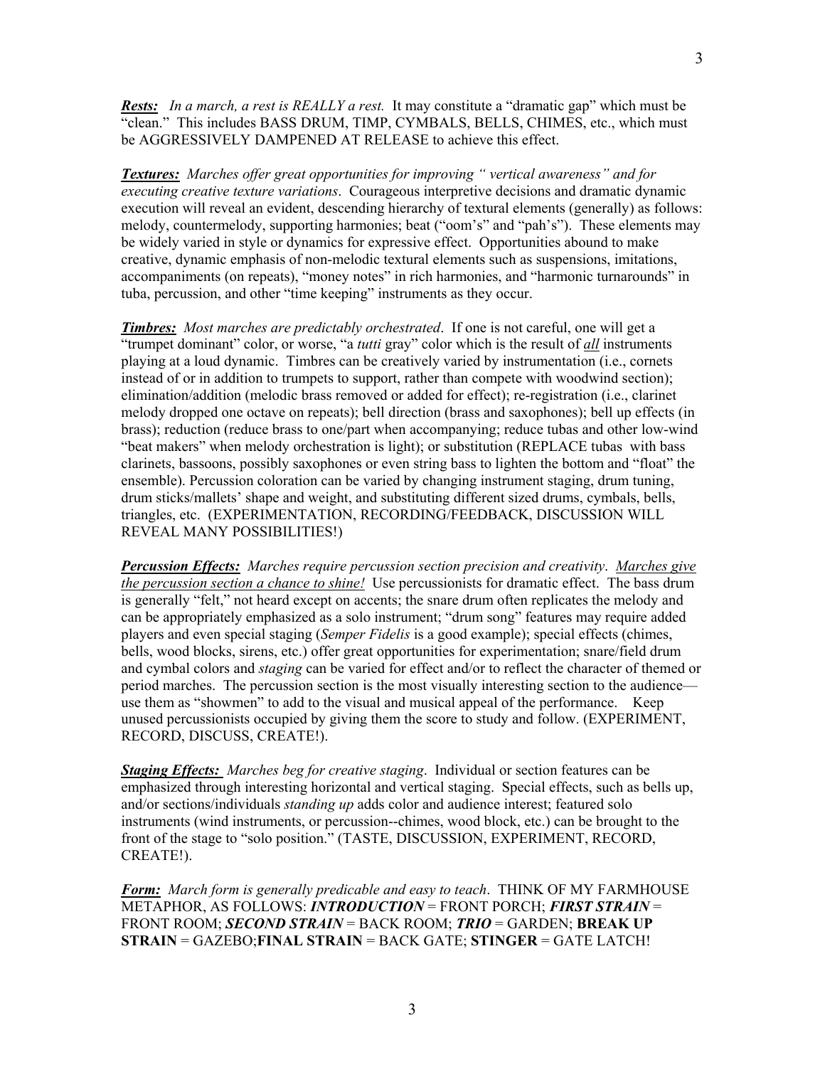***Rests:*** *In a march, a rest is REALLY a rest.* It may constitute a "dramatic gap" which must be "clean." This includes BASS DRUM, TIMP, CYMBALS, BELLS, CHIMES, etc., which must be AGGRESSIVELY DAMPENED AT RELEASE to achieve this effect.

***Textures:*** *Marches offer great opportunities for improving " vertical awareness" and for executing creative texture variations*. Courageous interpretive decisions and dramatic dynamic execution will reveal an evident, descending hierarchy of textural elements (generally) as follows: melody, countermelody, supporting harmonies; beat ("oom's" and "pah's"). These elements may be widely varied in style or dynamics for expressive effect. Opportunities abound to make creative, dynamic emphasis of non-melodic textural elements such as suspensions, imitations, accompaniments (on repeats), "money notes" in rich harmonies, and "harmonic turnarounds" in tuba, percussion, and other "time keeping" instruments as they occur.

***Timbres:*** *Most marches are predictably orchestrated*. If one is not careful, one will get a "trumpet dominant" color, or worse, "a *tutti* gray" color which is the result of ***all*** instruments playing at a loud dynamic. Timbres can be creatively varied by instrumentation (i.e., cornets instead of or in addition to trumpets to support, rather than compete with woodwind section); elimination/addition (melodic brass removed or added for effect); re-registration (i.e., clarinet melody dropped one octave on repeats); bell direction (brass and saxophones); bell up effects (in brass); reduction (reduce brass to one/part when accompanying; reduce tubas and other low-wind "beat makers" when melody orchestration is light); or substitution (REPLACE tubas with bass clarinets, bassoons, possibly saxophones or even string bass to lighten the bottom and "float" the ensemble). Percussion coloration can be varied by changing instrument staging, drum tuning, drum sticks/mallets' shape and weight, and substituting different sized drums, cymbals, bells, triangles, etc. (EXPERIMENTATION, RECORDING/FEEDBACK, DISCUSSION WILL REVEAL MANY POSSIBILITIES!)

***Percussion Effects:*** *Marches require percussion section precision and creativity*. *Marches give the percussion section a chance to shine!* Use percussionists for dramatic effect. The bass drum is generally "felt," not heard except on accents; the snare drum often replicates the melody and can be appropriately emphasized as a solo instrument; "drum song" features may require added players and even special staging (*Semper Fidelis* is a good example); special effects (chimes, bells, wood blocks, sirens, etc.) offer great opportunities for experimentation; snare/field drum and cymbal colors and *staging* can be varied for effect and/or to reflect the character of themed or period marches. The percussion section is the most visually interesting section to the audience—use them as "showmen" to add to the visual and musical appeal of the performance. Keep unused percussionists occupied by giving them the score to study and follow. (EXPERIMENT, RECORD, DISCUSS, CREATE!).

***Staging Effects:*** *Marches beg for creative staging*. Individual or section features can be emphasized through interesting horizontal and vertical staging. Special effects, such as bells up, and/or sections/individuals *standing up* adds color and audience interest; featured solo instruments (wind instruments, or percussion--chimes, wood block, etc.) can be brought to the front of the stage to "solo position." (TASTE, DISCUSSION, EXPERIMENT, RECORD, CREATE!).

***Form:*** *March form is generally predicable and easy to teach*. THINK OF MY FARMHOUSE METAPHOR, AS FOLLOWS: ***INTRODUCTION*** = FRONT PORCH; ***FIRST STRAIN*** = FRONT ROOM; ***SECOND STRAIN*** = BACK ROOM; ***TRIO*** = GARDEN; **BREAK UP STRAIN** = GAZEBO;**FINAL STRAIN** = BACK GATE; **STINGER** = GATE LATCH!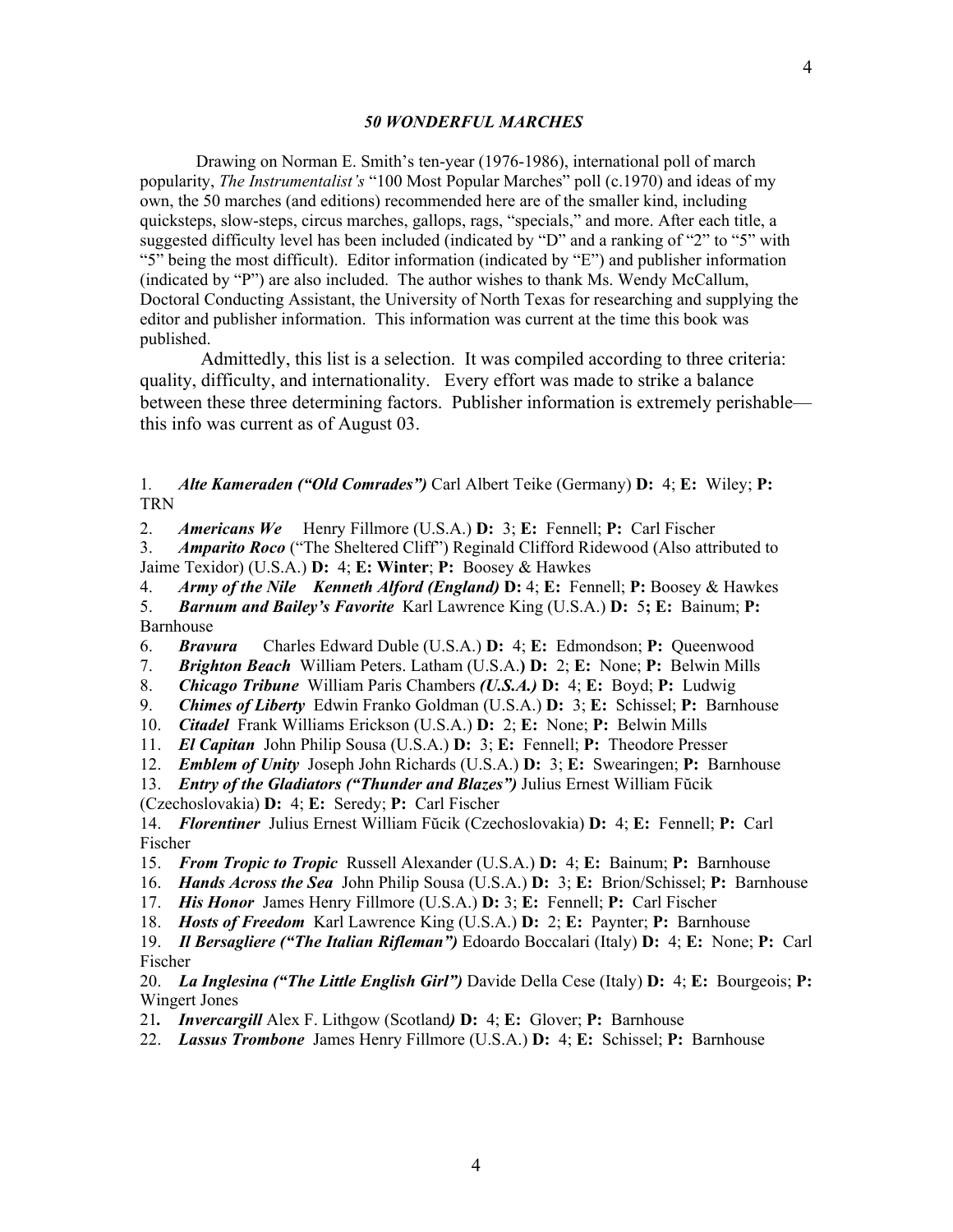### *50 WONDERFUL MARCHES*

Drawing on Norman E. Smith's ten-year (1976-1986), international poll of march popularity, *The Instrumentalist's* "100 Most Popular Marches" poll (c.1970) and ideas of my own, the 50 marches (and editions) recommended here are of the smaller kind, including quicksteps, slow-steps, circus marches, gallops, rags, "specials," and more. After each title, a suggested difficulty level has been included (indicated by "D" and a ranking of "2" to "5" with "5" being the most difficult). Editor information (indicated by "E") and publisher information (indicated by "P") are also included. The author wishes to thank Ms. Wendy McCallum, Doctoral Conducting Assistant, the University of North Texas for researching and supplying the editor and publisher information. This information was current at the time this book was published.

Admittedly, this list is a selection. It was compiled according to three criteria: quality, difficulty, and internationality. Every effort was made to strike a balance between these three determining factors. Publisher information is extremely perishable—this info was current as of August 03.

1. ***Alte Kameraden ("Old Comrades")*** Carl Albert Teike (Germany) **D:** 4; **E:** Wiley; **P:** TRN
2. ***Americans We*** Henry Fillmore (U.S.A.) **D:** 3; **E:** Fennell; **P:** Carl Fischer
3. ***Amparito Roco*** ("The Sheltered Cliff") Reginald Clifford Ridewood (Also attributed to Jaime Texidor) (U.S.A.) **D:** 4; **E: Winter**; **P:** Boosey & Hawkes
4. ***Army of the Nile Kenneth Alford (England)*** **D:** 4; **E:** Fennell; **P:** Boosey & Hawkes
5. ***Barnum and Bailey's Favorite*** Karl Lawrence King (U.S.A.) **D:** 5**; E:** Bainum; **P:** Barnhouse
6. ***Bravura*** Charles Edward Duble (U.S.A.) **D:** 4; **E:** Edmondson; **P:** Queenwood
7. ***Brighton Beach*** William Peters. Latham (U.S.A.**) D:** 2; **E:** None; **P:** Belwin Mills
8. ***Chicago Tribune*** William Paris Chambers ***(U.S.A.)*** **D:** 4; **E:** Boyd; **P:** Ludwig
9. ***Chimes of Liberty*** Edwin Franko Goldman (U.S.A.) **D:** 3; **E:** Schissel; **P:** Barnhouse
10. ***Citadel*** Frank Williams Erickson (U.S.A.) **D:** 2; **E:** None; **P:** Belwin Mills
11. ***El Capitan*** John Philip Sousa (U.S.A.) **D:** 3; **E:** Fennell; **P:** Theodore Presser
12. ***Emblem of Unity*** Joseph John Richards (U.S.A.) **D:** 3; **E:** Swearingen; **P:** Barnhouse
13. ***Entry of the Gladiators ("Thunder and Blazes")*** Julius Ernest William Fŭcik (Czechoslovakia) **D:** 4; **E:** Seredy; **P:** Carl Fischer
14. ***Florentiner*** Julius Ernest William Fŭcik (Czechoslovakia) **D:** 4; **E:** Fennell; **P:** Carl Fischer
15. ***From Tropic to Tropic*** Russell Alexander (U.S.A.) **D:** 4; **E:** Bainum; **P:** Barnhouse
16. ***Hands Across the Sea*** John Philip Sousa (U.S.A.) **D:** 3; **E:** Brion/Schissel; **P:** Barnhouse
17. ***His Honor*** James Henry Fillmore (U.S.A.) **D:** 3; **E:** Fennell; **P:** Carl Fischer
18. ***Hosts of Freedom*** Karl Lawrence King (U.S.A.) **D:** 2; **E:** Paynter; **P:** Barnhouse
19. ***Il Bersagliere ("The Italian Rifleman")*** Edoardo Boccalari (Italy) **D:** 4; **E:** None; **P:** Carl Fischer
20. ***La Inglesina ("The Little English Girl")*** Davide Della Cese (Italy) **D:** 4; **E:** Bourgeois; **P:** Wingert Jones
21. ***Invercargill*** Alex F. Lithgow (Scotland***)*** **D:** 4; **E:** Glover; **P:** Barnhouse
22. ***Lassus Trombone*** James Henry Fillmore (U.S.A.) **D:** 4; **E:** Schissel; **P:** Barnhouse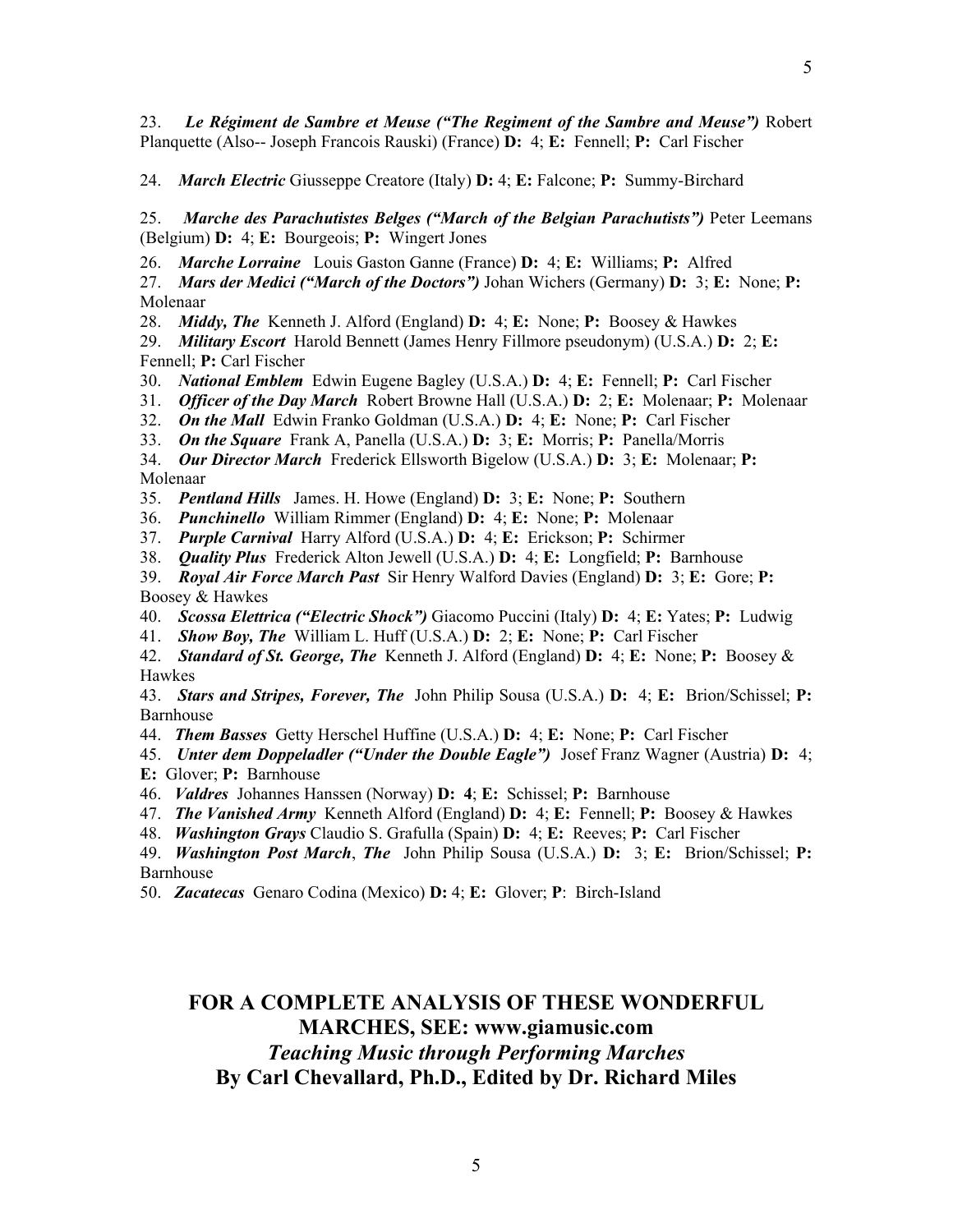23. ***Le Régiment de Sambre et Meuse ("The Regiment of the Sambre and Meuse")*** Robert Planquette (Also-- Joseph Francois Rauski) (France) **D:** 4; **E:** Fennell; **P:** Carl Fischer

24. ***March Electric*** Giusseppe Creatore (Italy) **D:** 4; **E:** Falcone; **P:** Summy-Birchard

25. ***Marche des Parachutistes Belges ("March of the Belgian Parachutists")*** Peter Leemans (Belgium) **D:** 4; **E:** Bourgeois; **P:** Wingert Jones

26. ***Marche Lorraine*** Louis Gaston Ganne (France) **D:** 4; **E:** Williams; **P:** Alfred

27. ***Mars der Medici ("March of the Doctors")*** Johan Wichers (Germany) **D:** 3; **E:** None; **P:** Molenaar

28. ***Middy, The*** Kenneth J. Alford (England) **D:** 4; **E:** None; **P:** Boosey & Hawkes

29. ***Military Escort*** Harold Bennett (James Henry Fillmore pseudonym) (U.S.A.) **D:** 2; **E:** Fennell; **P:** Carl Fischer

30. ***National Emblem*** Edwin Eugene Bagley (U.S.A.) **D:** 4; **E:** Fennell; **P:** Carl Fischer

31. ***Officer of the Day March*** Robert Browne Hall (U.S.A.) **D:** 2; **E:** Molenaar; **P:** Molenaar

32. ***On the Mall*** Edwin Franko Goldman (U.S.A.) **D:** 4; **E:** None; **P:** Carl Fischer

33. ***On the Square*** Frank A, Panella (U.S.A.) **D:** 3; **E:** Morris; **P:** Panella/Morris

34. ***Our Director March*** Frederick Ellsworth Bigelow (U.S.A.) **D:** 3; **E:** Molenaar; **P:** Molenaar

35. ***Pentland Hills*** James. H. Howe (England) **D:** 3; **E:** None; **P:** Southern

36. ***Punchinello*** William Rimmer (England) **D:** 4; **E:** None; **P:** Molenaar

37. ***Purple Carnival*** Harry Alford (U.S.A.) **D:** 4; **E:** Erickson; **P:** Schirmer

38. ***Quality Plus*** Frederick Alton Jewell (U.S.A.) **D:** 4; **E:** Longfield; **P:** Barnhouse

39. ***Royal Air Force March Past*** Sir Henry Walford Davies (England) **D:** 3; **E:** Gore; **P:** Boosey & Hawkes

40. ***Scossa Elettrica ("Electric Shock")*** Giacomo Puccini (Italy) **D:** 4; **E:** Yates; **P:** Ludwig

41. ***Show Boy, The*** William L. Huff (U.S.A.) **D:** 2; **E:** None; **P:** Carl Fischer

42. ***Standard of St. George, The*** Kenneth J. Alford (England) **D:** 4; **E:** None; **P:** Boosey & Hawkes

43. ***Stars and Stripes, Forever, The*** John Philip Sousa (U.S.A.) **D:** 4; **E:** Brion/Schissel; **P:** Barnhouse

44. ***Them Basses*** Getty Herschel Huffine (U.S.A.) **D:** 4; **E:** None; **P:** Carl Fischer

45. ***Unter dem Doppeladler ("Under the Double Eagle")*** Josef Franz Wagner (Austria) **D:** 4; **E:** Glover; **P:** Barnhouse

46. ***Valdres*** Johannes Hanssen (Norway) **D: 4**; **E:** Schissel; **P:** Barnhouse

47. ***The Vanished Army*** Kenneth Alford (England) **D:** 4; **E:** Fennell; **P:** Boosey & Hawkes

48. ***Washington Grays*** Claudio S. Grafulla (Spain) **D:** 4; **E:** Reeves; **P:** Carl Fischer

49. ***Washington Post March**, **The*** John Philip Sousa (U.S.A.) **D:** 3; **E:** Brion/Schissel; **P:** Barnhouse

50. ***Zacatecas*** Genaro Codina (Mexico) **D:** 4; **E:** Glover; **P**: Birch-Island

**FOR A COMPLETE ANALYSIS OF THESE WONDERFUL MARCHES, SEE: www.giamusic.com**
***Teaching Music through Performing Marches***
**By Carl Chevallard, Ph.D., Edited by Dr. Richard Miles**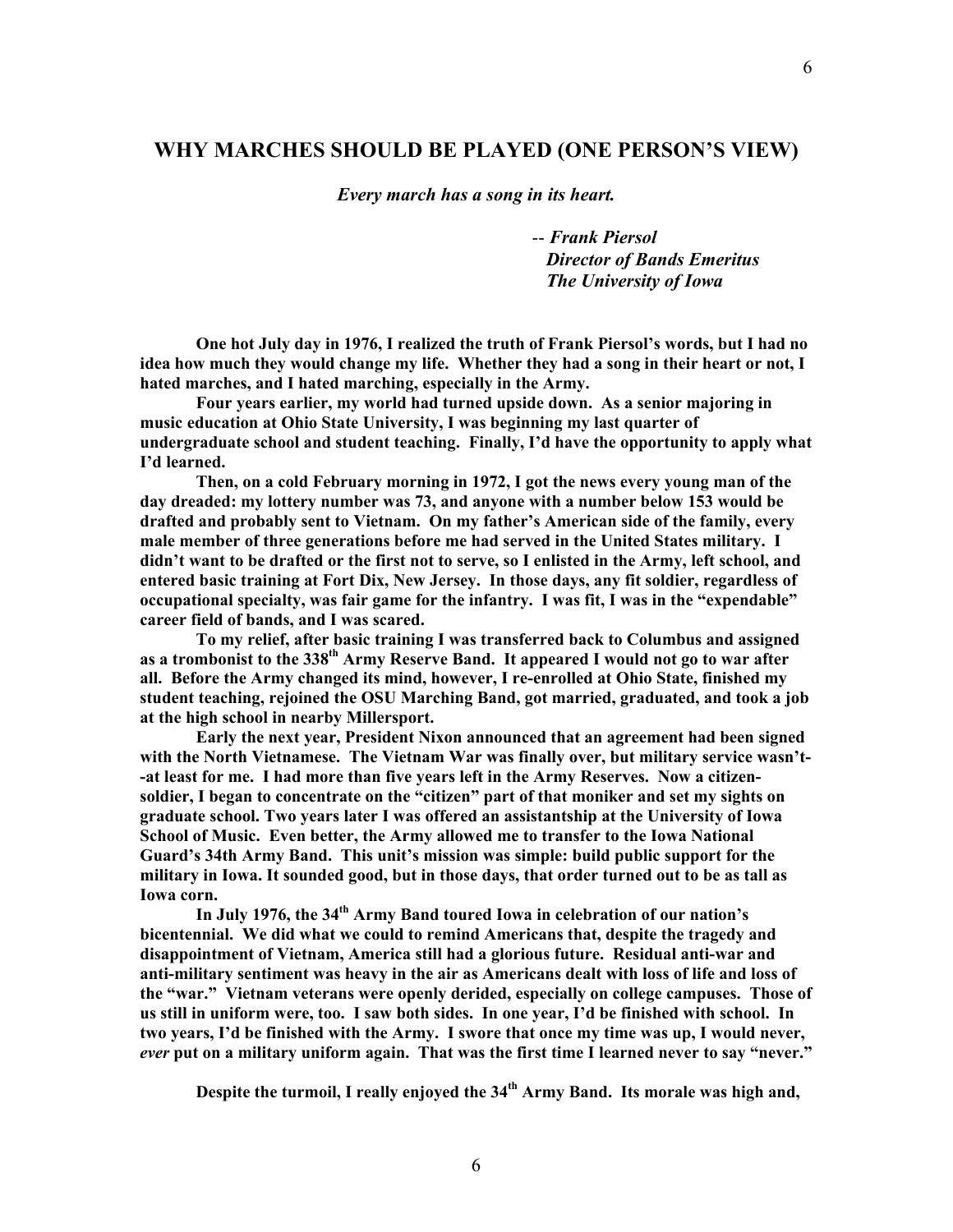## WHY MARCHES SHOULD BE PLAYED (ONE PERSON'S VIEW)

***Every march has a song in its heart.***

*-- Frank Piersol*
*Director of Bands Emeritus*
*The University of Iowa*

**One hot July day in 1976, I realized the truth of Frank Piersol's words, but I had no idea how much they would change my life. Whether they had a song in their heart or not, I hated marches, and I hated marching, especially in the Army.**

**Four years earlier, my world had turned upside down. As a senior majoring in music education at Ohio State University, I was beginning my last quarter of undergraduate school and student teaching. Finally, I'd have the opportunity to apply what I'd learned.**

**Then, on a cold February morning in 1972, I got the news every young man of the day dreaded: my lottery number was 73, and anyone with a number below 153 would be drafted and probably sent to Vietnam. On my father's American side of the family, every male member of three generations before me had served in the United States military. I didn't want to be drafted or the first not to serve, so I enlisted in the Army, left school, and entered basic training at Fort Dix, New Jersey. In those days, any fit soldier, regardless of occupational specialty, was fair game for the infantry. I was fit, I was in the "expendable" career field of bands, and I was scared.**

**To my relief, after basic training I was transferred back to Columbus and assigned as a trombonist to the 338th Army Reserve Band. It appeared I would not go to war after all. Before the Army changed its mind, however, I re-enrolled at Ohio State, finished my student teaching, rejoined the OSU Marching Band, got married, graduated, and took a job at the high school in nearby Millersport.**

**Early the next year, President Nixon announced that an agreement had been signed with the North Vietnamese. The Vietnam War was finally over, but military service wasn't--at least for me. I had more than five years left in the Army Reserves. Now a citizen-soldier, I began to concentrate on the "citizen" part of that moniker and set my sights on graduate school. Two years later I was offered an assistantship at the University of Iowa School of Music. Even better, the Army allowed me to transfer to the Iowa National Guard's 34th Army Band. This unit's mission was simple: build public support for the military in Iowa. It sounded good, but in those days, that order turned out to be as tall as Iowa corn.**

**In July 1976, the 34th Army Band toured Iowa in celebration of our nation's bicentennial. We did what we could to remind Americans that, despite the tragedy and disappointment of Vietnam, America still had a glorious future. Residual anti-war and anti-military sentiment was heavy in the air as Americans dealt with loss of life and loss of the "war." Vietnam veterans were openly derided, especially on college campuses. Those of us still in uniform were, too. I saw both sides. In one year, I'd be finished with school. In two years, I'd be finished with the Army. I swore that once my time was up, I would never, *ever* put on a military uniform again. That was the first time I learned never to say "never."**

**Despite the turmoil, I really enjoyed the 34th Army Band. Its morale was high and,**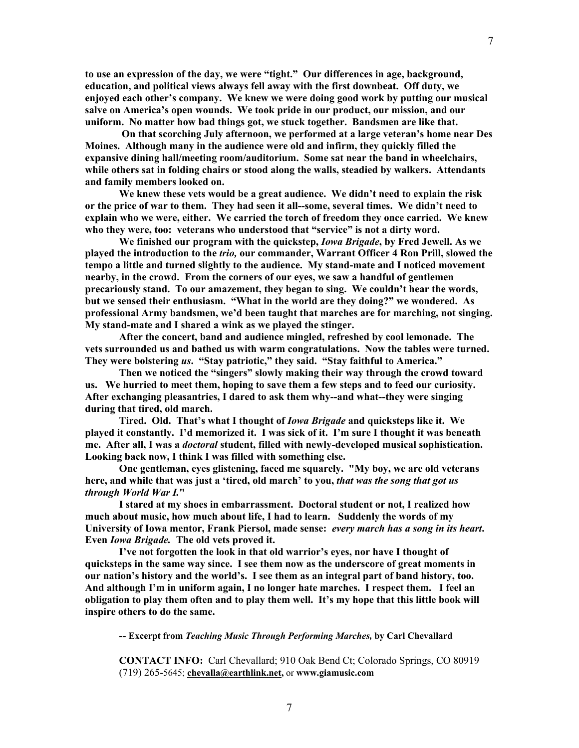**to use an expression of the day, we were "tight." Our differences in age, background, education, and political views always fell away with the first downbeat. Off duty, we enjoyed each other's company. We knew we were doing good work by putting our musical salve on America's open wounds. We took pride in our product, our mission, and our uniform. No matter how bad things got, we stuck together. Bandsmen are like that.**

**On that scorching July afternoon, we performed at a large veteran's home near Des Moines. Although many in the audience were old and infirm, they quickly filled the expansive dining hall/meeting room/auditorium. Some sat near the band in wheelchairs, while others sat in folding chairs or stood along the walls, steadied by walkers. Attendants and family members looked on.**

**We knew these vets would be a great audience. We didn't need to explain the risk or the price of war to them. They had seen it all--some, several times. We didn't need to explain who we were, either. We carried the torch of freedom they once carried. We knew who they were, too: veterans who understood that "service" is not a dirty word.**

**We finished our program with the quickstep, *Iowa Brigade*, by Fred Jewell. As we played the introduction to the *trio,* our commander, Warrant Officer 4 Ron Prill, slowed the tempo a little and turned slightly to the audience. My stand-mate and I noticed movement nearby, in the crowd. From the corners of our eyes, we saw a handful of gentlemen precariously stand. To our amazement, they began to sing. We couldn't hear the words, but we sensed their enthusiasm. "What in the world are they doing?" we wondered. As professional Army bandsmen, we'd been taught that marches are for marching, not singing. My stand-mate and I shared a wink as we played the stinger.**

**After the concert, band and audience mingled, refreshed by cool lemonade. The vets surrounded us and bathed us with warm congratulations. Now the tables were turned. They were bolstering *us*. "Stay patriotic," they said. "Stay faithful to America."**

**Then we noticed the "singers" slowly making their way through the crowd toward us. We hurried to meet them, hoping to save them a few steps and to feed our curiosity. After exchanging pleasantries, I dared to ask them why--and what--they were singing during that tired, old march.**

**Tired. Old. That's what I thought of *Iowa Brigade* and quicksteps like it. We played it constantly. I'd memorized it. I was sick of it. I'm sure I thought it was beneath me. After all, I was a *doctoral* student, filled with newly-developed musical sophistication. Looking back now, I think I was filled with something else.**

**One gentleman, eyes glistening, faced me squarely. "My boy, we are old veterans here, and while that was just a 'tired, old march' to you, *that was the song that got us through World War I.*"**

**I stared at my shoes in embarrassment. Doctoral student or not, I realized how much about music, how much about life, I had to learn. Suddenly the words of my University of Iowa mentor, Frank Piersol, made sense: *every march has a song in its heart*. Even *Iowa Brigade.* The old vets proved it.**

**I've not forgotten the look in that old warrior's eyes, nor have I thought of quicksteps in the same way since. I see them now as the underscore of great moments in our nation's history and the world's. I see them as an integral part of band history, too. And although I'm in uniform again, I no longer hate marches. I respect them. I feel an obligation to play them often and to play them well. It's my hope that this little book will inspire others to do the same.**

**-- Excerpt from *Teaching Music Through Performing Marches,* by Carl Chevallard**

**CONTACT INFO:** Carl Chevallard; 910 Oak Bend Ct; Colorado Springs, CO 80919 (719) 265-5645; **chevalla@earthlink.net,** or **www.giamusic.com**